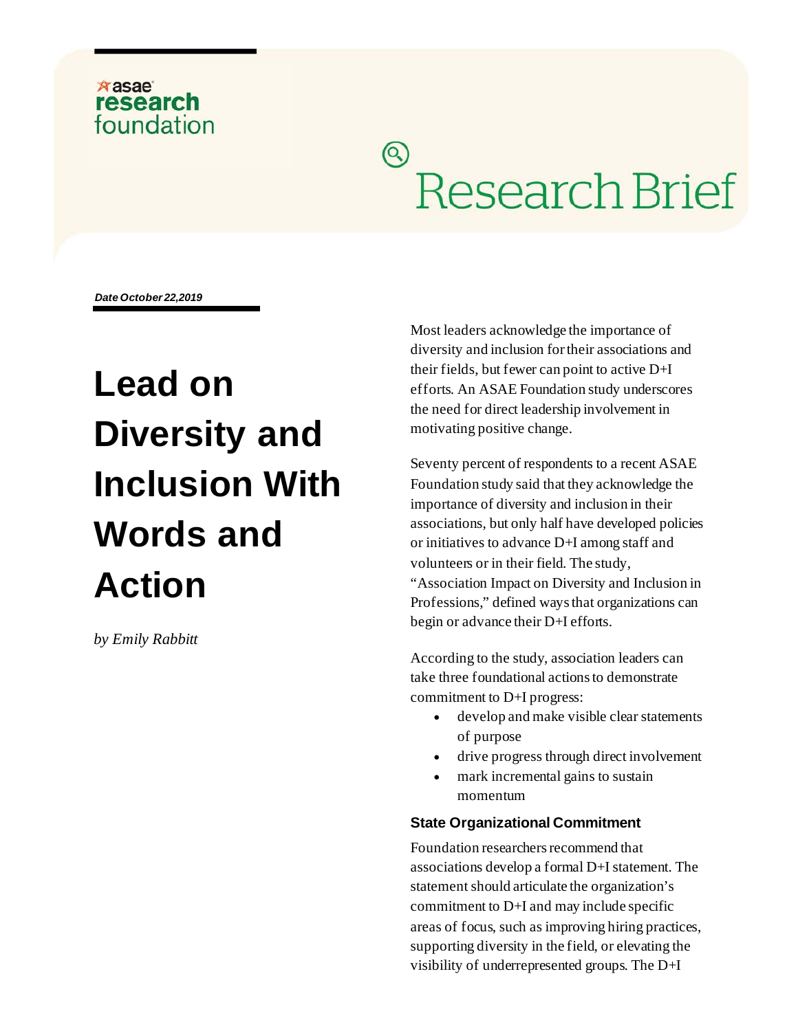asae research foundation

Research Brief

***Date October 22,2019***

# Lead on Diversity and Inclusion With Words and Action

*by Emily Rabbitt*

Most leaders acknowledge the importance of diversity and inclusion for their associations and their fields, but fewer can point to active D+I efforts. An ASAE Foundation study underscores the need for direct leadership involvement in motivating positive change.

Seventy percent of respondents to a recent ASAE Foundation study said that they acknowledge the importance of diversity and inclusion in their associations, but only half have developed policies or initiatives to advance D+I among staff and volunteers or in their field. The study, "Association Impact on Diversity and Inclusion in Professions," defined ways that organizations can begin or advance their D+I efforts.

According to the study, association leaders can take three foundational actions to demonstrate commitment to D+I progress:

- develop and make visible clear statements of purpose
- drive progress through direct involvement
- mark incremental gains to sustain momentum

### State Organizational Commitment

Foundation researchers recommend that associations develop a formal D+I statement. The statement should articulate the organization's commitment to D+I and may include specific areas of focus, such as improving hiring practices, supporting diversity in the field, or elevating the visibility of underrepresented groups. The D+I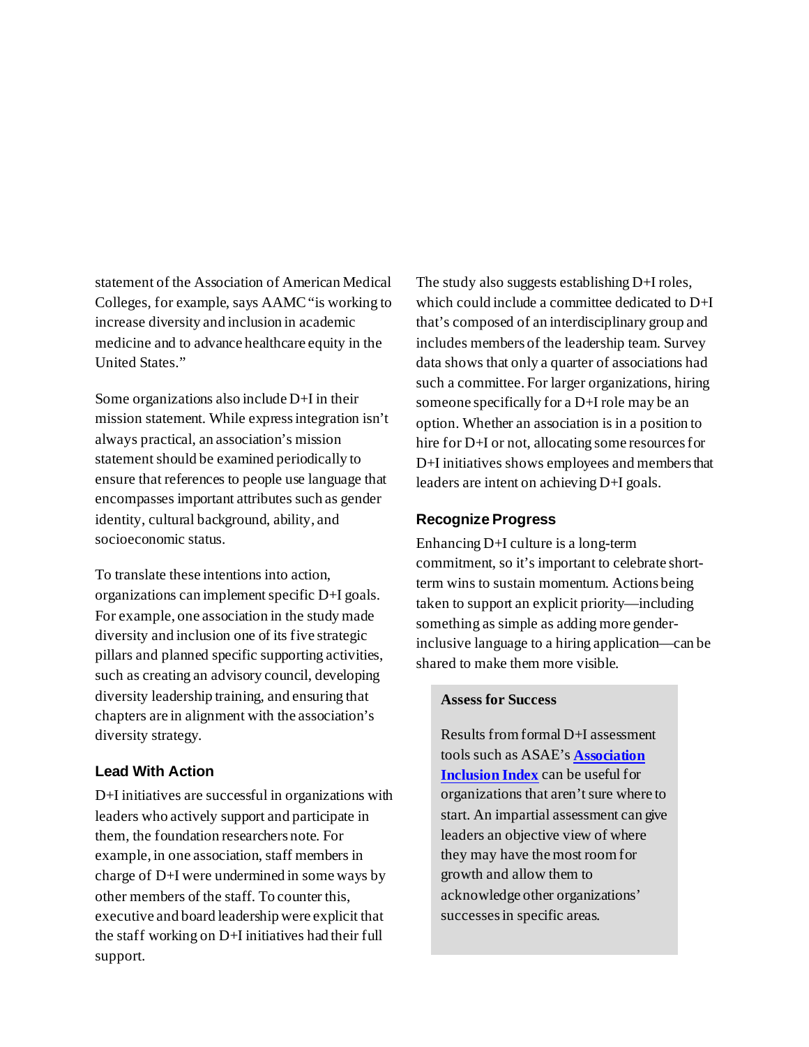statement of the Association of American Medical Colleges, for example, says AAMC "is working to increase diversity and inclusion in academic medicine and to advance healthcare equity in the United States."

Some organizations also include D+I in their mission statement. While express integration isn't always practical, an association's mission statement should be examined periodically to ensure that references to people use language that encompasses important attributes such as gender identity, cultural background, ability, and socioeconomic status.

To translate these intentions into action, organizations can implement specific D+I goals. For example, one association in the study made diversity and inclusion one of its five strategic pillars and planned specific supporting activities, such as creating an advisory council, developing diversity leadership training, and ensuring that chapters are in alignment with the association's diversity strategy.

### Lead With Action

D+I initiatives are successful in organizations with leaders who actively support and participate in them, the foundation researchers note. For example, in one association, staff members in charge of D+I were undermined in some ways by other members of the staff. To counter this, executive and board leadership were explicit that the staff working on D+I initiatives had their full support.

The study also suggests establishing D+I roles, which could include a committee dedicated to D+I that's composed of an interdisciplinary group and includes members of the leadership team. Survey data shows that only a quarter of associations had such a committee. For larger organizations, hiring someone specifically for a D+I role may be an option. Whether an association is in a position to hire for D+I or not, allocating some resources for D+I initiatives shows employees and members that leaders are intent on achieving D+I goals.

### Recognize Progress

Enhancing D+I culture is a long-term commitment, so it's important to celebrate short-term wins to sustain momentum. Actions being taken to support an explicit priority—including something as simple as adding more gender-inclusive language to a hiring application—can be shared to make them more visible.

**Assess for Success**

Results from formal D+I assessment tools such as ASAE's **Association Inclusion Index** can be useful for organizations that aren't sure where to start. An impartial assessment can give leaders an objective view of where they may have the most room for growth and allow them to acknowledge other organizations' successes in specific areas.